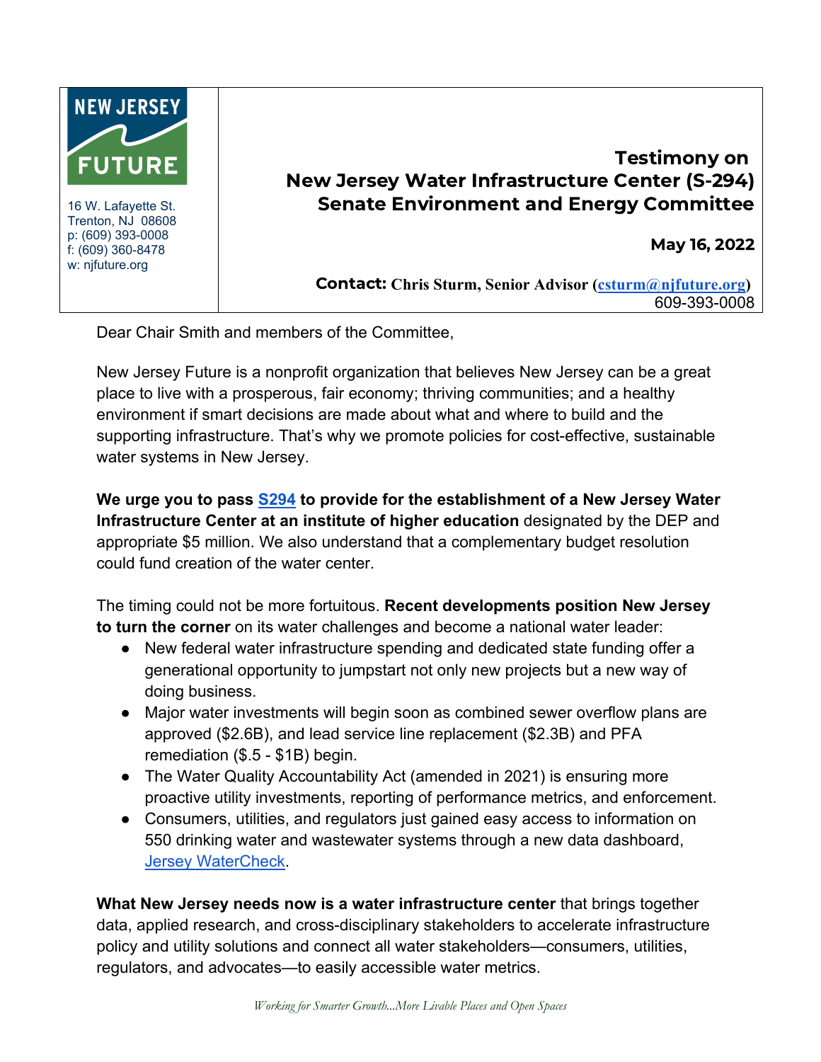**NEW JERSEY FUTURE**

16 W. Lafayette St.
Trenton, NJ 08608
p: (609) 393-0008
f: (609) 360-8478
w: njfuture.org

## Testimony on New Jersey Water Infrastructure Center (S-294) Senate Environment and Energy Committee

**May 16, 2022**

**Contact:** **Chris Sturm, Senior Advisor ([csturm@njfuture.org](mailto:csturm@njfuture.org))** 609-393-0008

Dear Chair Smith and members of the Committee,

New Jersey Future is a nonprofit organization that believes New Jersey can be a great place to live with a prosperous, fair economy; thriving communities; and a healthy environment if smart decisions are made about what and where to build and the supporting infrastructure. That's why we promote policies for cost-effective, sustainable water systems in New Jersey.

**We urge you to pass [S294](#) to provide for the establishment of a New Jersey Water Infrastructure Center at an institute of higher education** designated by the DEP and appropriate $5 million. We also understand that a complementary budget resolution could fund creation of the water center.

The timing could not be more fortuitous. **Recent developments position New Jersey to turn the corner** on its water challenges and become a national water leader:

- New federal water infrastructure spending and dedicated state funding offer a generational opportunity to jumpstart not only new projects but a new way of doing business.
- Major water investments will begin soon as combined sewer overflow plans are approved ($2.6B), and lead service line replacement ($2.3B) and PFA remediation ($.5 - $1B) begin.
- The Water Quality Accountability Act (amended in 2021) is ensuring more proactive utility investments, reporting of performance metrics, and enforcement.
- Consumers, utilities, and regulators just gained easy access to information on 550 drinking water and wastewater systems through a new data dashboard, [Jersey WaterCheck](#).

**What New Jersey needs now is a water infrastructure center** that brings together data, applied research, and cross-disciplinary stakeholders to accelerate infrastructure policy and utility solutions and connect all water stakeholders—consumers, utilities, regulators, and advocates—to easily accessible water metrics.

*Working for Smarter Growth...More Livable Places and Open Spaces*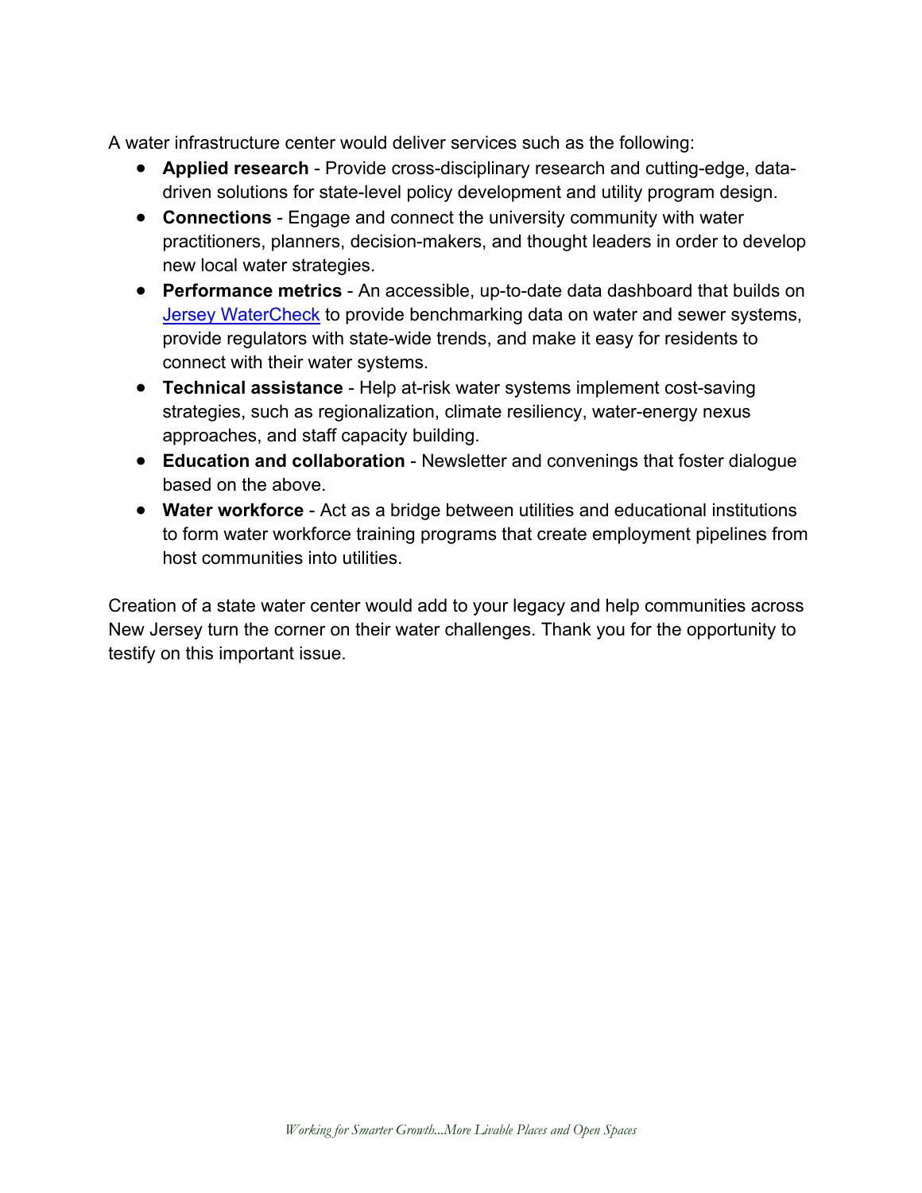A water infrastructure center would deliver services such as the following:

- **Applied research** - Provide cross-disciplinary research and cutting-edge, data-driven solutions for state-level policy development and utility program design.
- **Connections** - Engage and connect the university community with water practitioners, planners, decision-makers, and thought leaders in order to develop new local water strategies.
- **Performance metrics** - An accessible, up-to-date data dashboard that builds on Jersey WaterCheck to provide benchmarking data on water and sewer systems, provide regulators with state-wide trends, and make it easy for residents to connect with their water systems.
- **Technical assistance** - Help at-risk water systems implement cost-saving strategies, such as regionalization, climate resiliency, water-energy nexus approaches, and staff capacity building.
- **Education and collaboration** - Newsletter and convenings that foster dialogue based on the above.
- **Water workforce** - Act as a bridge between utilities and educational institutions to form water workforce training programs that create employment pipelines from host communities into utilities.

Creation of a state water center would add to your legacy and help communities across New Jersey turn the corner on their water challenges. Thank you for the opportunity to testify on this important issue.